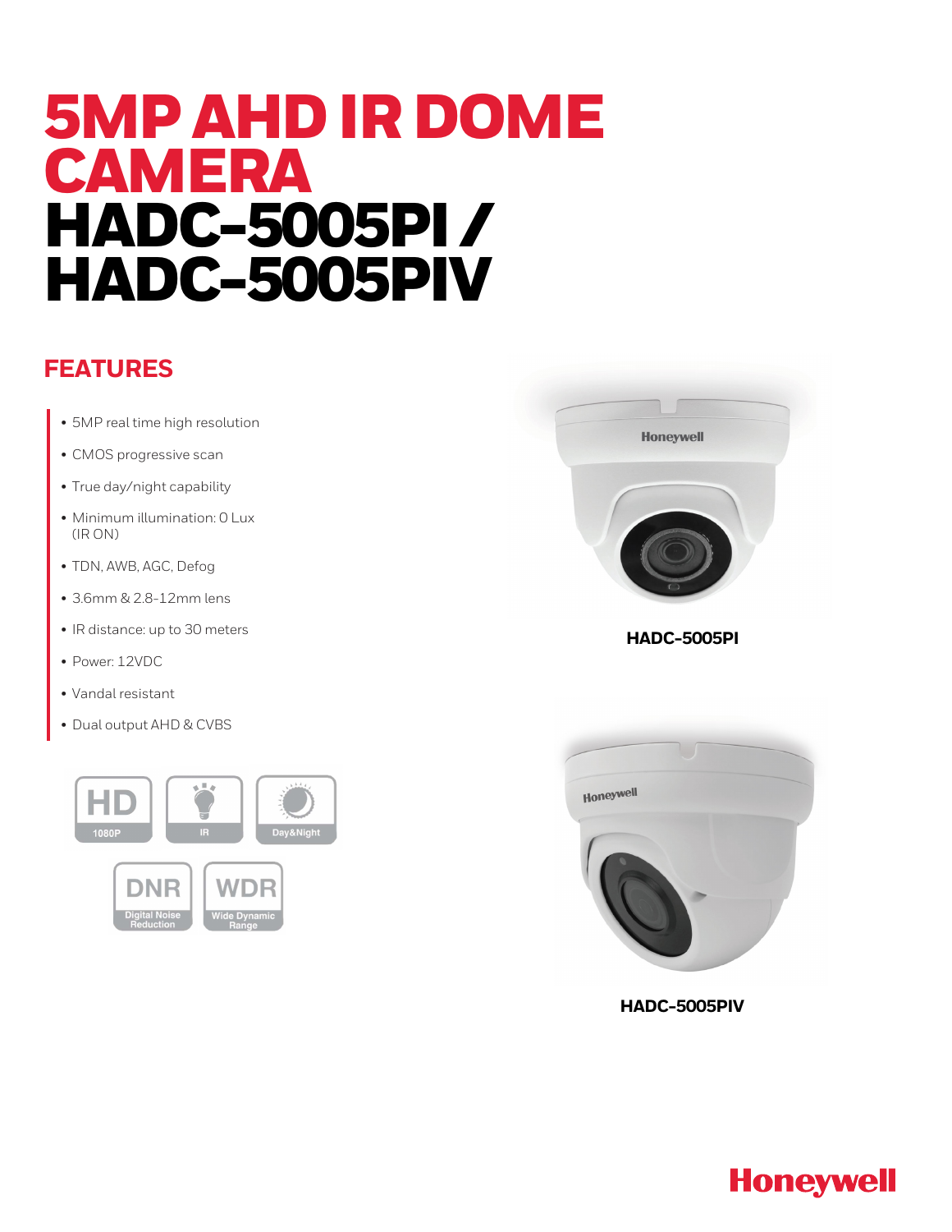# 5MP AHD IR DOME CAMERA HADC-5005PI / HADC-5005PIV

## FEATURES

- 5MP real time high resolution
- CMOS progressive scan
- True day/night capability
- Minimum illumination: 0 Lux (IR ON)
- TDN, AWB, AGC, Defog
- 3.6mm & 2.8-12mm lens
- IR distance: up to 30 meters
- Power: 12VDC
- Vandal resistant
- Dual output AHD & CVBS

HD 1080P | IR | Day&Night | DNR Digital Noise Reduction | WDR Wide Dynamic Range

**HADC-5005PI**

**HADC-5005PIV**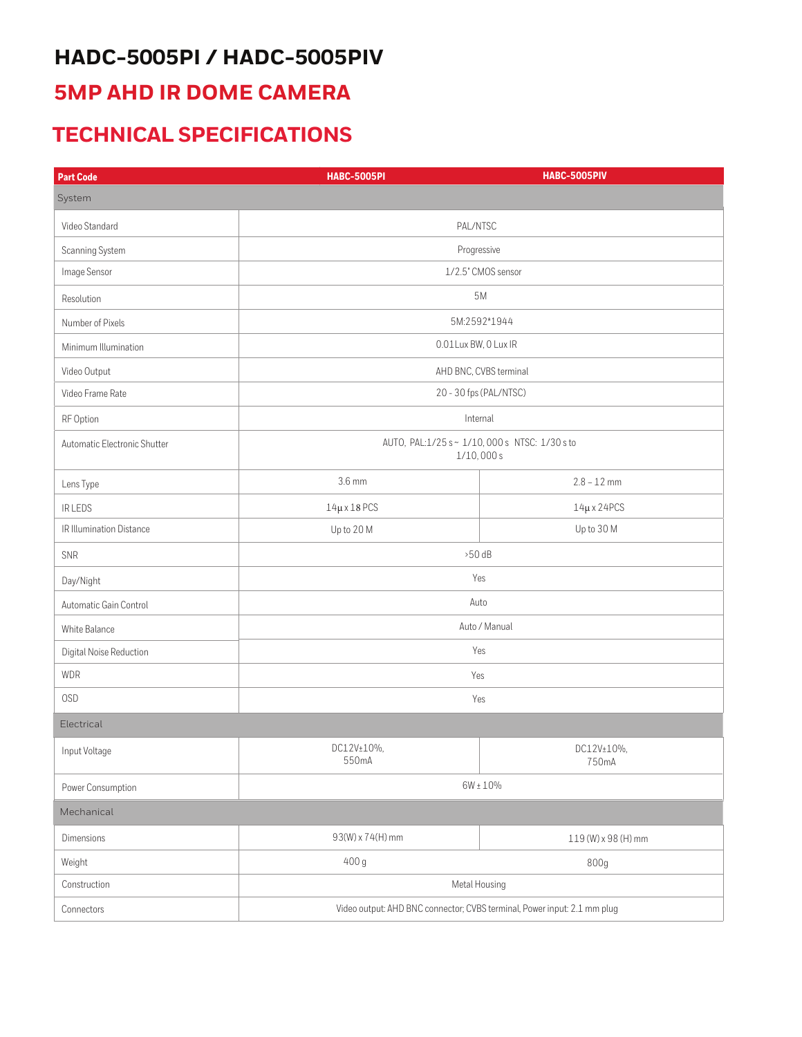# HADC-5005PI / HADC-5005PIV

## 5MP AHD IR DOME CAMERA

## TECHNICAL SPECIFICATIONS

| Part Code | HABC-5005PI | HABC-5005PIV |
|---|---|---|
| System | | |
| Video Standard | PAL/NTSC | |
| Scanning System | Progressive | |
| Image Sensor | 1/2.5" CMOS sensor | |
| Resolution | 5M | |
| Number of Pixels | 5M:2592*1944 | |
| Minimum Illumination | 0.01Lux BW, 0 Lux IR | |
| Video Output | AHD BNC, CVBS terminal | |
| Video Frame Rate | 20 - 30 fps (PAL/NTSC) | |
| RF Option | Internal | |
| Automatic Electronic Shutter | AUTO, PAL:1/25 s ~ 1/10, 000 s NTSC: 1/30 s to 1/10, 000 s | |
| Lens Type | 3.6 mm | 2.8 – 12 mm |
| IR LEDS | 14µ x 18 PCS | 14µ x 24PCS |
| IR Illumination Distance | Up to 20 M | Up to 30 M |
| SNR | >50 dB | |
| Day/Night | Yes | |
| Automatic Gain Control | Auto | |
| White Balance | Auto / Manual | |
| Digital Noise Reduction | Yes | |
| WDR | Yes | |
| OSD | Yes | |
| Electrical | | |
| Input Voltage | DC12V±10%, 550mA | DC12V±10%, 750mA |
| Power Consumption | 6W ± 10% | |
| Mechanical | | |
| Dimensions | 93(W) x 74(H) mm | 119 (W) x 98 (H) mm |
| Weight | 400 g | 800g |
| Construction | Metal Housing | |
| Connectors | Video output: AHD BNC connector; CVBS terminal, Power input: 2.1 mm plug | |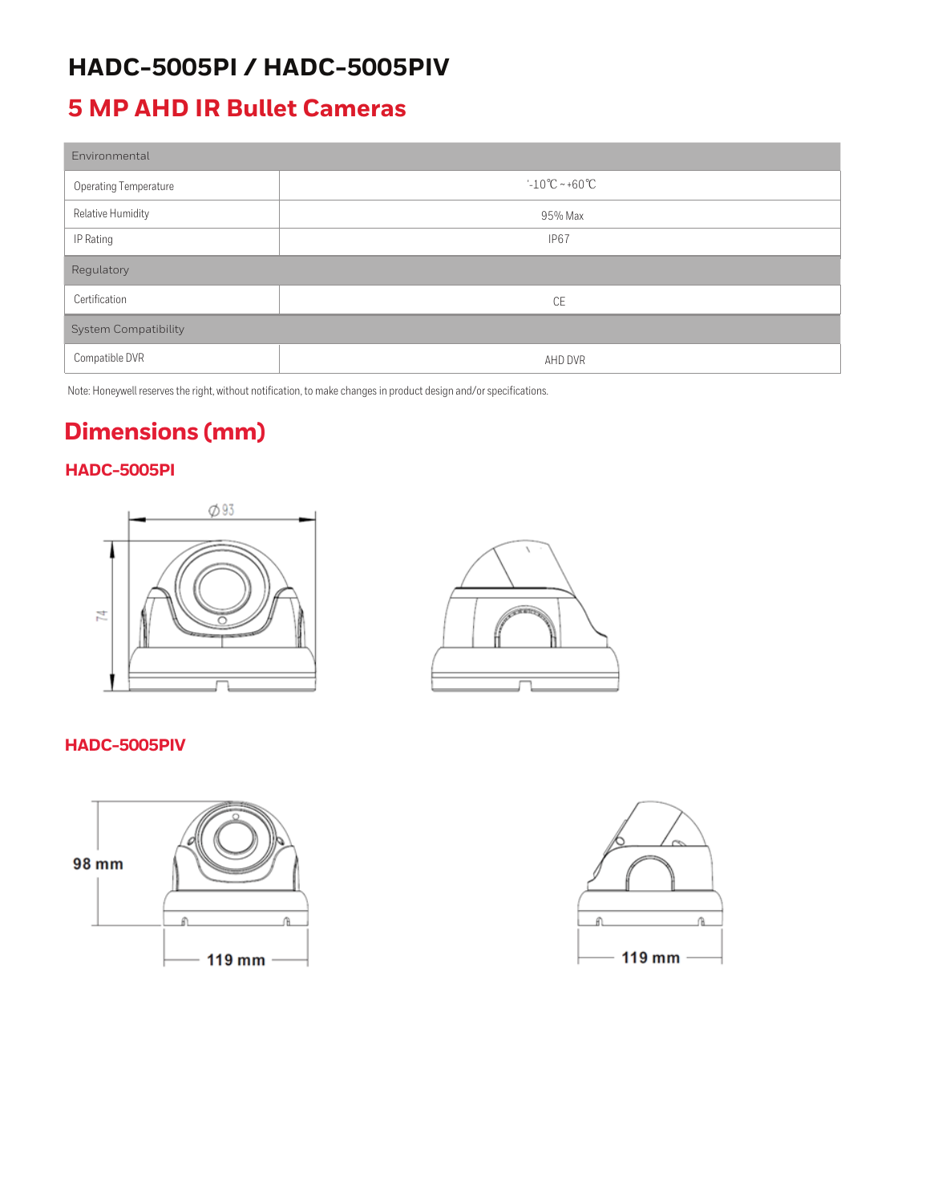# HADC-5005PI / HADC-5005PIV

## 5 MP AHD IR Bullet Cameras

| Environmental | |
|---|---|
| Operating Temperature | '-10℃ ~ +60℃ |
| Relative Humidity | 95% Max |
| IP Rating | IP67 |
| **Regulatory** | |
| Certification | CE |
| **System Compatibility** | |
| Compatible DVR | AHD DVR |

Note: Honeywell reserves the right, without notification, to make changes in product design and/or specifications.

## Dimensions (mm)

### HADC-5005PI

Ø93

74

### HADC-5005PIV

98 mm

119 mm

119 mm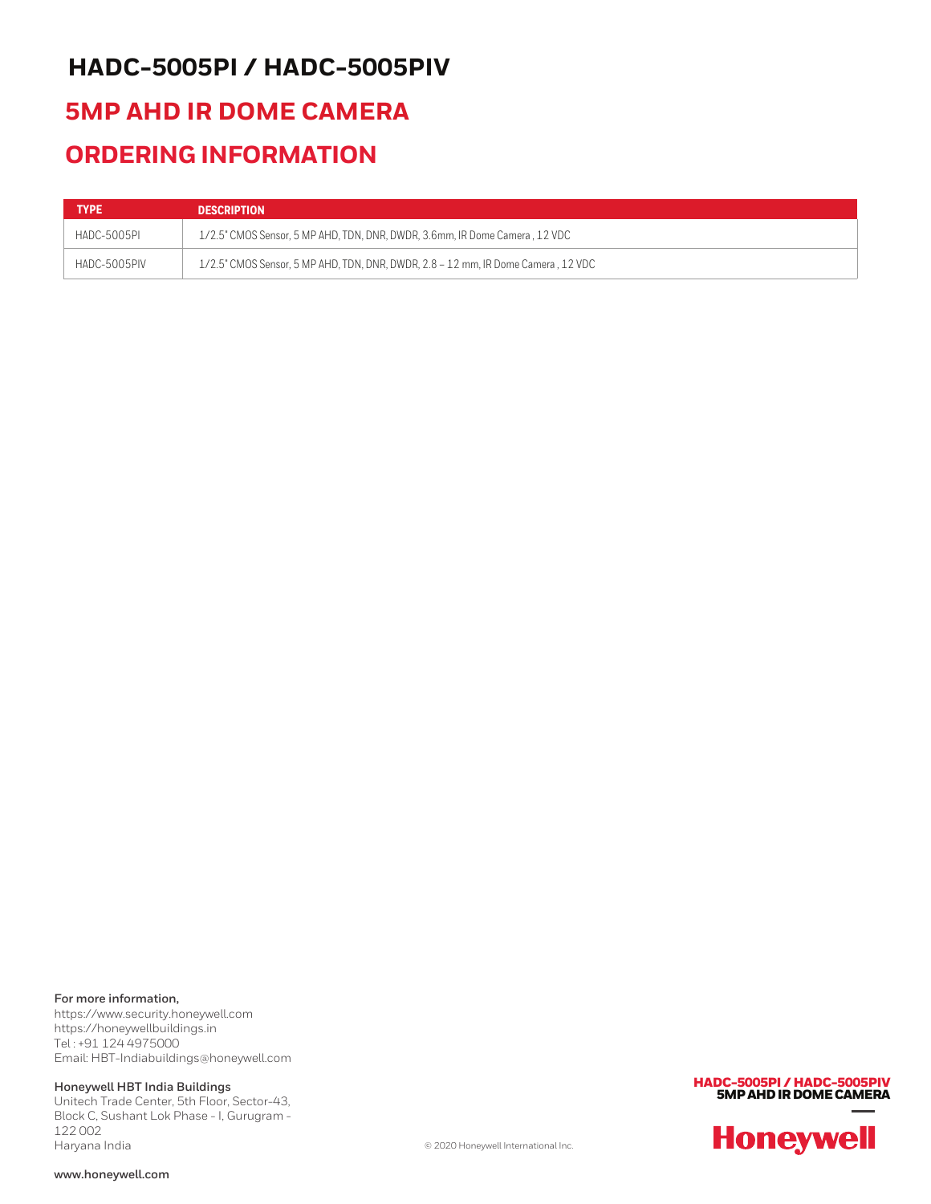# HADC-5005PI / HADC-5005PIV

## 5MP AHD IR DOME CAMERA

## ORDERING INFORMATION

| TYPE | DESCRIPTION |
|---|---|
| HADC-5005PI | 1/2.5" CMOS Sensor, 5 MP AHD, TDN, DNR, DWDR, 3.6mm, IR Dome Camera , 12 VDC |
| HADC-5005PIV | 1/2.5" CMOS Sensor, 5 MP AHD, TDN, DNR, DWDR, 2.8 – 12 mm, IR Dome Camera , 12 VDC |

**For more information,**
https://www.security.honeywell.com
https://honeywellbuildings.in
Tel : +91 124 4975000
Email: HBT-Indiabuildings@honeywell.com

**Honeywell HBT India Buildings**
Unitech Trade Center, 5th Floor, Sector-43,
Block C, Sushant Lok Phase - I, Gurugram -
122 002
Haryana India

**www.honeywell.com**

© 2020 Honeywell International Inc.

**HADC-5005PI / HADC-5005PIV**
**5MP AHD IR DOME CAMERA**

**Honeywell**